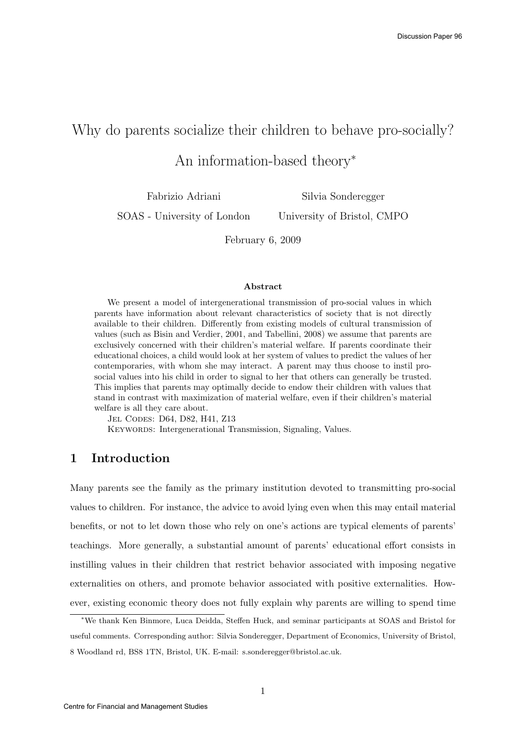# Why do parents socialize their children to behave pro-socially? An information-based theory[*]

Fabrizio Adriani
SOAS - University of London

Silvia Sonderegger
University of Bristol, CMPO

February 6, 2009

**Abstract**

We present a model of intergenerational transmission of pro-social values in which parents have information about relevant characteristics of society that is not directly available to their children. Differently from existing models of cultural transmission of values (such as Bisin and Verdier, 2001, and Tabellini, 2008) we assume that parents are exclusively concerned with their children's material welfare. If parents coordinate their educational choices, a child would look at her system of values to predict the values of her contemporaries, with whom she may interact. A parent may thus choose to instil pro-social values into his child in order to signal to her that others can generally be trusted. This implies that parents may optimally decide to endow their children with values that stand in contrast with maximization of material welfare, even if their children's material welfare is all they care about.

Jel Codes: D64, D82, H41, Z13

Keywords: Intergenerational Transmission, Signaling, Values.

## 1 Introduction

Many parents see the family as the primary institution devoted to transmitting pro-social values to children. For instance, the advice to avoid lying even when this may entail material benefits, or not to let down those who rely on one's actions are typical elements of parents' teachings. More generally, a substantial amount of parents' educational effort consists in instilling values in their children that restrict behavior associated with imposing negative externalities on others, and promote behavior associated with positive externalities. However, existing economic theory does not fully explain why parents are willing to spend time

[*] We thank Ken Binmore, Luca Deidda, Steffen Huck, and seminar participants at SOAS and Bristol for useful comments. Corresponding author: Silvia Sonderegger, Department of Economics, University of Bristol, 8 Woodland rd, BS8 1TN, Bristol, UK. E-mail: s.sonderegger@bristol.ac.uk.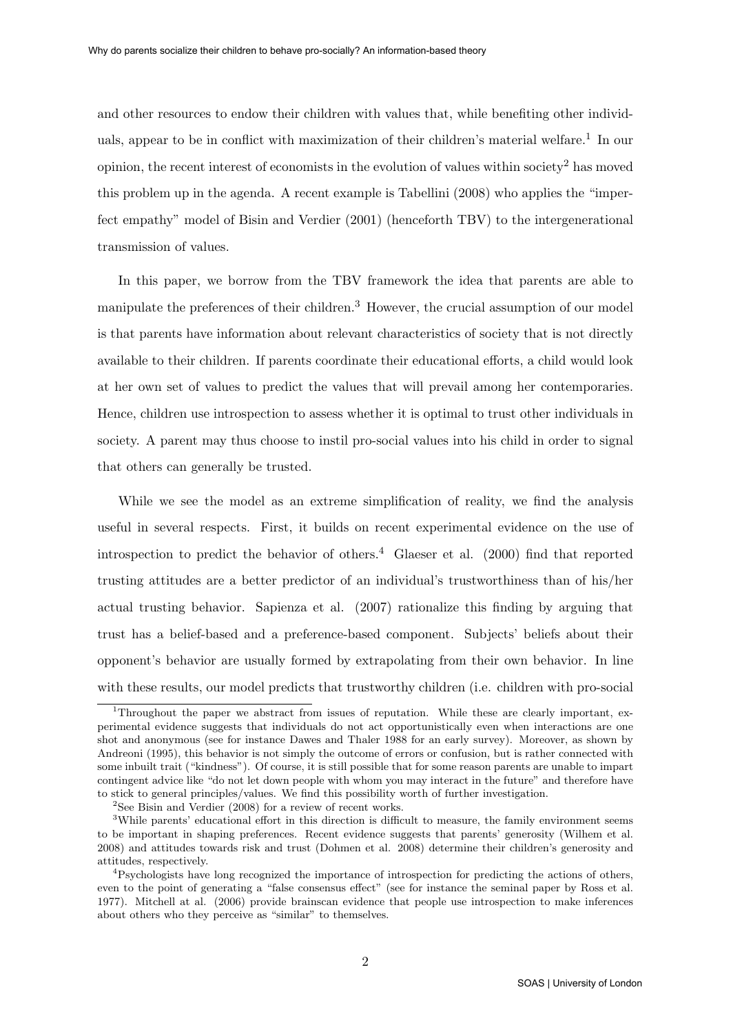and other resources to endow their children with values that, while benefiting other individuals, appear to be in conflict with maximization of their children's material welfare.[1] In our opinion, the recent interest of economists in the evolution of values within society[2] has moved this problem up in the agenda. A recent example is Tabellini (2008) who applies the "imperfect empathy" model of Bisin and Verdier (2001) (henceforth TBV) to the intergenerational transmission of values.

In this paper, we borrow from the TBV framework the idea that parents are able to manipulate the preferences of their children.[3] However, the crucial assumption of our model is that parents have information about relevant characteristics of society that is not directly available to their children. If parents coordinate their educational efforts, a child would look at her own set of values to predict the values that will prevail among her contemporaries. Hence, children use introspection to assess whether it is optimal to trust other individuals in society. A parent may thus choose to instil pro-social values into his child in order to signal that others can generally be trusted.

While we see the model as an extreme simplification of reality, we find the analysis useful in several respects. First, it builds on recent experimental evidence on the use of introspection to predict the behavior of others.[4] Glaeser et al. (2000) find that reported trusting attitudes are a better predictor of an individual's trustworthiness than of his/her actual trusting behavior. Sapienza et al. (2007) rationalize this finding by arguing that trust has a belief-based and a preference-based component. Subjects' beliefs about their opponent's behavior are usually formed by extrapolating from their own behavior. In line with these results, our model predicts that trustworthy children (i.e. children with pro-social

---

[1] Throughout the paper we abstract from issues of reputation. While these are clearly important, experimental evidence suggests that individuals do not act opportunistically even when interactions are one shot and anonymous (see for instance Dawes and Thaler 1988 for an early survey). Moreover, as shown by Andreoni (1995), this behavior is not simply the outcome of errors or confusion, but is rather connected with some inbuilt trait ("kindness"). Of course, it is still possible that for some reason parents are unable to impart contingent advice like "do not let down people with whom you may interact in the future" and therefore have to stick to general principles/values. We find this possibility worth of further investigation.

[2] See Bisin and Verdier (2008) for a review of recent works.

[3] While parents' educational effort in this direction is difficult to measure, the family environment seems to be important in shaping preferences. Recent evidence suggests that parents' generosity (Wilhem et al. 2008) and attitudes towards risk and trust (Dohmen et al. 2008) determine their children's generosity and attitudes, respectively.

[4] Psychologists have long recognized the importance of introspection for predicting the actions of others, even to the point of generating a "false consensus effect" (see for instance the seminal paper by Ross et al. 1977). Mitchell at al. (2006) provide brainscan evidence that people use introspection to make inferences about others who they perceive as "similar" to themselves.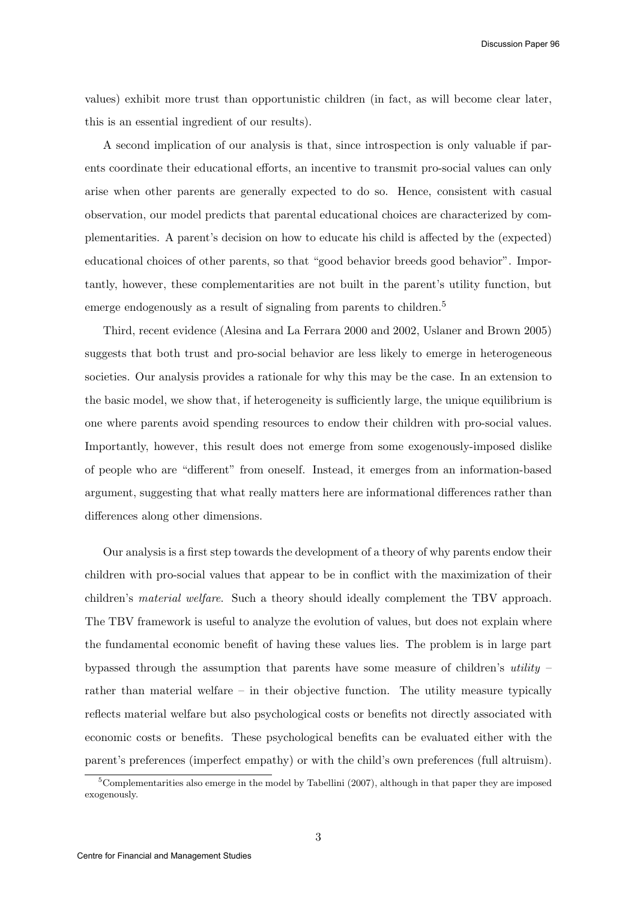values) exhibit more trust than opportunistic children (in fact, as will become clear later, this is an essential ingredient of our results).

A second implication of our analysis is that, since introspection is only valuable if parents coordinate their educational efforts, an incentive to transmit pro-social values can only arise when other parents are generally expected to do so. Hence, consistent with casual observation, our model predicts that parental educational choices are characterized by complementarities. A parent's decision on how to educate his child is affected by the (expected) educational choices of other parents, so that "good behavior breeds good behavior". Importantly, however, these complementarities are not built in the parent's utility function, but emerge endogenously as a result of signaling from parents to children.[5]

Third, recent evidence (Alesina and La Ferrara 2000 and 2002, Uslaner and Brown 2005) suggests that both trust and pro-social behavior are less likely to emerge in heterogeneous societies. Our analysis provides a rationale for why this may be the case. In an extension to the basic model, we show that, if heterogeneity is sufficiently large, the unique equilibrium is one where parents avoid spending resources to endow their children with pro-social values. Importantly, however, this result does not emerge from some exogenously-imposed dislike of people who are "different" from oneself. Instead, it emerges from an information-based argument, suggesting that what really matters here are informational differences rather than differences along other dimensions.

Our analysis is a first step towards the development of a theory of why parents endow their children with pro-social values that appear to be in conflict with the maximization of their children's *material welfare*. Such a theory should ideally complement the TBV approach. The TBV framework is useful to analyze the evolution of values, but does not explain where the fundamental economic benefit of having these values lies. The problem is in large part bypassed through the assumption that parents have some measure of children's *utility* – rather than material welfare – in their objective function. The utility measure typically reflects material welfare but also psychological costs or benefits not directly associated with economic costs or benefits. These psychological benefits can be evaluated either with the parent's preferences (imperfect empathy) or with the child's own preferences (full altruism).

[5] Complementarities also emerge in the model by Tabellini (2007), although in that paper they are imposed exogenously.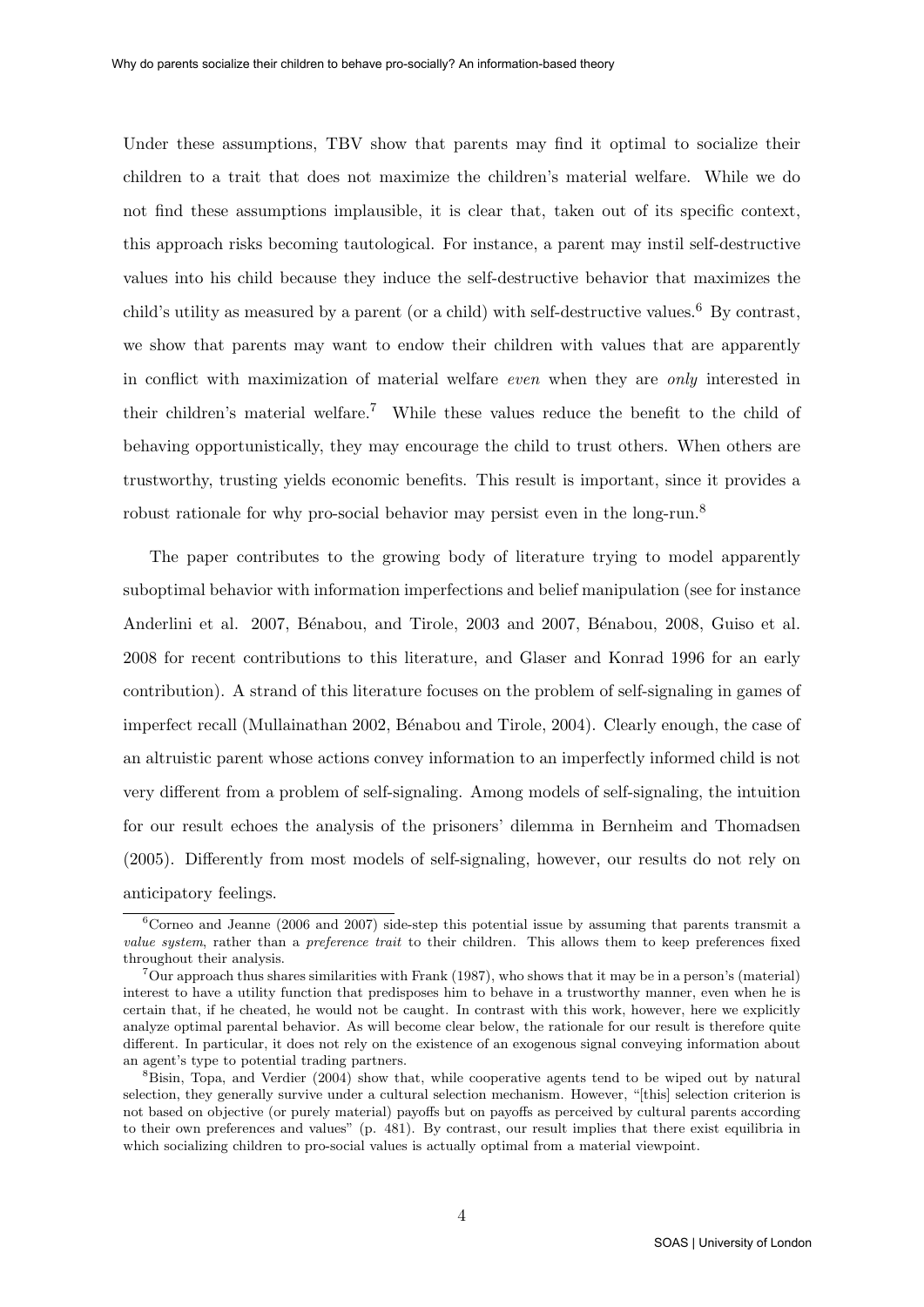Under these assumptions, TBV show that parents may find it optimal to socialize their children to a trait that does not maximize the children's material welfare. While we do not find these assumptions implausible, it is clear that, taken out of its specific context, this approach risks becoming tautological. For instance, a parent may instil self-destructive values into his child because they induce the self-destructive behavior that maximizes the child's utility as measured by a parent (or a child) with self-destructive values.[6] By contrast, we show that parents may want to endow their children with values that are apparently in conflict with maximization of material welfare *even* when they are *only* interested in their children's material welfare.[7] While these values reduce the benefit to the child of behaving opportunistically, they may encourage the child to trust others. When others are trustworthy, trusting yields economic benefits. This result is important, since it provides a robust rationale for why pro-social behavior may persist even in the long-run.[8]

The paper contributes to the growing body of literature trying to model apparently suboptimal behavior with information imperfections and belief manipulation (see for instance Anderlini et al. 2007, Bénabou, and Tirole, 2003 and 2007, Bénabou, 2008, Guiso et al. 2008 for recent contributions to this literature, and Glaser and Konrad 1996 for an early contribution). A strand of this literature focuses on the problem of self-signaling in games of imperfect recall (Mullainathan 2002, Bénabou and Tirole, 2004). Clearly enough, the case of an altruistic parent whose actions convey information to an imperfectly informed child is not very different from a problem of self-signaling. Among models of self-signaling, the intuition for our result echoes the analysis of the prisoners' dilemma in Bernheim and Thomadsen (2005). Differently from most models of self-signaling, however, our results do not rely on anticipatory feelings.

[6] Corneo and Jeanne (2006 and 2007) side-step this potential issue by assuming that parents transmit a *value system*, rather than a *preference trait* to their children. This allows them to keep preferences fixed throughout their analysis.

[7] Our approach thus shares similarities with Frank (1987), who shows that it may be in a person's (material) interest to have a utility function that predisposes him to behave in a trustworthy manner, even when he is certain that, if he cheated, he would not be caught. In contrast with this work, however, here we explicitly analyze optimal parental behavior. As will become clear below, the rationale for our result is therefore quite different. In particular, it does not rely on the existence of an exogenous signal conveying information about an agent's type to potential trading partners.

[8] Bisin, Topa, and Verdier (2004) show that, while cooperative agents tend to be wiped out by natural selection, they generally survive under a cultural selection mechanism. However, "[this] selection criterion is not based on objective (or purely material) payoffs but on payoffs as perceived by cultural parents according to their own preferences and values" (p. 481). By contrast, our result implies that there exist equilibria in which socializing children to pro-social values is actually optimal from a material viewpoint.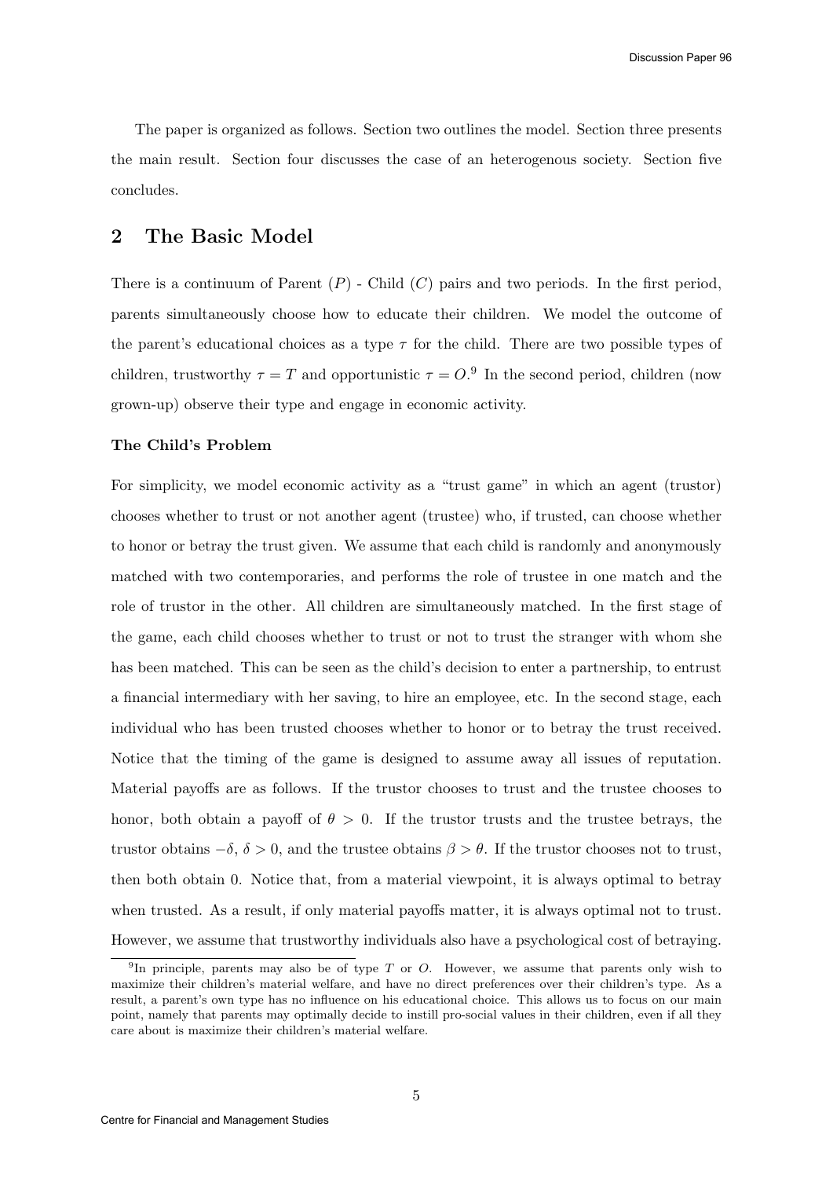The paper is organized as follows. Section two outlines the model. Section three presents the main result. Section four discusses the case of an heterogenous society. Section five concludes.

## 2 The Basic Model

There is a continuum of Parent ($P$) - Child ($C$) pairs and two periods. In the first period, parents simultaneously choose how to educate their children. We model the outcome of the parent's educational choices as a type $\tau$ for the child. There are two possible types of children, trustworthy $\tau = T$ and opportunistic $\tau = O$.[9] In the second period, children (now grown-up) observe their type and engage in economic activity.

#### The Child's Problem

For simplicity, we model economic activity as a "trust game" in which an agent (trustor) chooses whether to trust or not another agent (trustee) who, if trusted, can choose whether to honor or betray the trust given. We assume that each child is randomly and anonymously matched with two contemporaries, and performs the role of trustee in one match and the role of trustor in the other. All children are simultaneously matched. In the first stage of the game, each child chooses whether to trust or not to trust the stranger with whom she has been matched. This can be seen as the child's decision to enter a partnership, to entrust a financial intermediary with her saving, to hire an employee, etc. In the second stage, each individual who has been trusted chooses whether to honor or to betray the trust received. Notice that the timing of the game is designed to assume away all issues of reputation. Material payoffs are as follows. If the trustor chooses to trust and the trustee chooses to honor, both obtain a payoff of $\theta > 0$. If the trustor trusts and the trustee betrays, the trustor obtains $-\delta$, $\delta > 0$, and the trustee obtains $\beta > \theta$. If the trustor chooses not to trust, then both obtain 0. Notice that, from a material viewpoint, it is always optimal to betray when trusted. As a result, if only material payoffs matter, it is always optimal not to trust. However, we assume that trustworthy individuals also have a psychological cost of betraying.

[9] In principle, parents may also be of type $T$ or $O$. However, we assume that parents only wish to maximize their children's material welfare, and have no direct preferences over their children's type. As a result, a parent's own type has no influence on his educational choice. This allows us to focus on our main point, namely that parents may optimally decide to instill pro-social values in their children, even if all they care about is maximize their children's material welfare.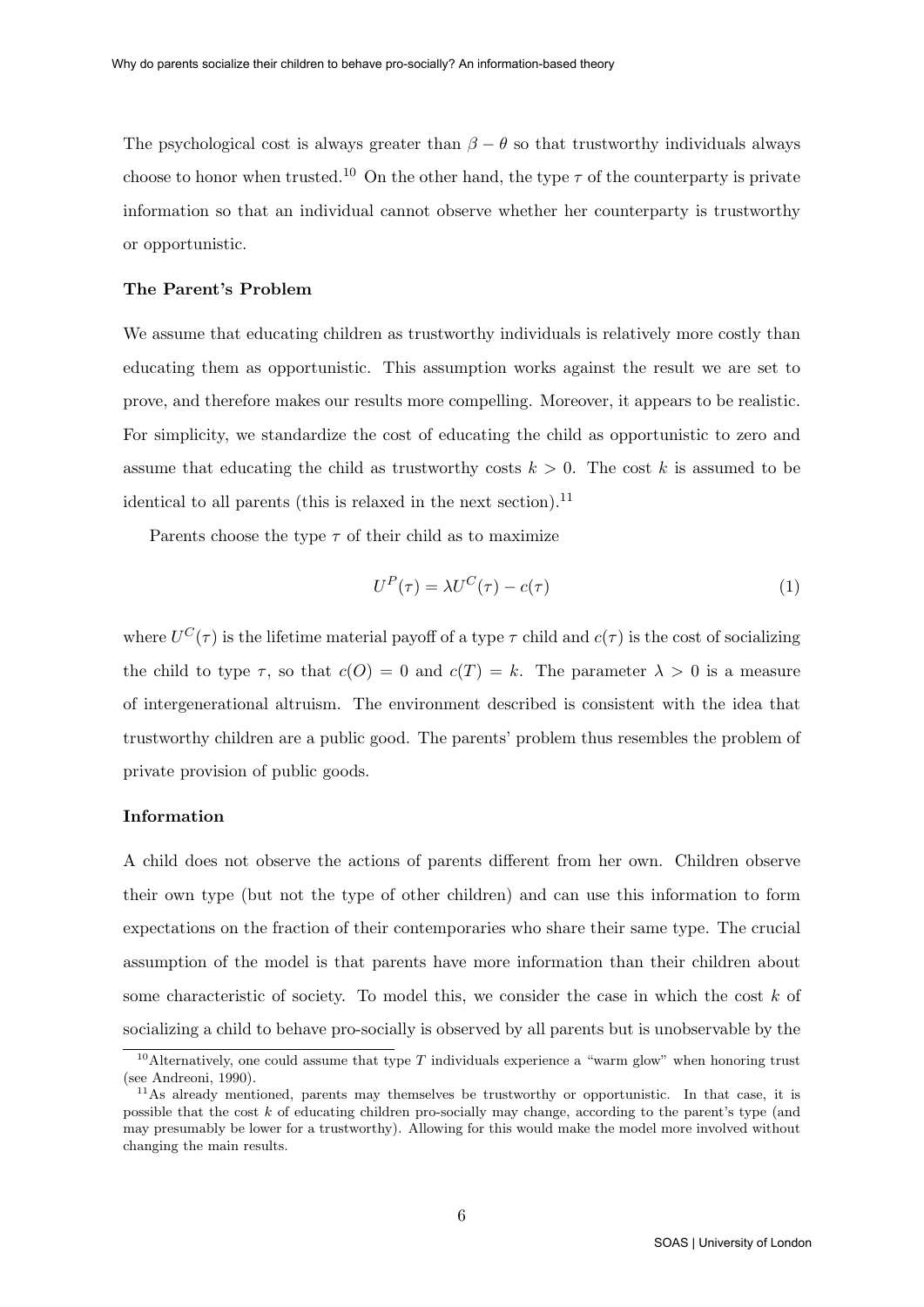The psychological cost is always greater than $\beta - \theta$ so that trustworthy individuals always choose to honor when trusted.[10] On the other hand, the type $\tau$ of the counterparty is private information so that an individual cannot observe whether her counterparty is trustworthy or opportunistic.

### The Parent's Problem

We assume that educating children as trustworthy individuals is relatively more costly than educating them as opportunistic. This assumption works against the result we are set to prove, and therefore makes our results more compelling. Moreover, it appears to be realistic. For simplicity, we standardize the cost of educating the child as opportunistic to zero and assume that educating the child as trustworthy costs $k > 0$. The cost $k$ is assumed to be identical to all parents (this is relaxed in the next section).[11]

Parents choose the type $\tau$ of their child as to maximize

$$U^P(\tau) = \lambda U^C(\tau) - c(\tau) \tag{1}$$

where $U^C(\tau)$ is the lifetime material payoff of a type $\tau$ child and $c(\tau)$ is the cost of socializing the child to type $\tau$, so that $c(O) = 0$ and $c(T) = k$. The parameter $\lambda > 0$ is a measure of intergenerational altruism. The environment described is consistent with the idea that trustworthy children are a public good. The parents' problem thus resembles the problem of private provision of public goods.

### Information

A child does not observe the actions of parents different from her own. Children observe their own type (but not the type of other children) and can use this information to form expectations on the fraction of their contemporaries who share their same type. The crucial assumption of the model is that parents have more information than their children about some characteristic of society. To model this, we consider the case in which the cost $k$ of socializing a child to behave pro-socially is observed by all parents but is unobservable by the

[10] Alternatively, one could assume that type $T$ individuals experience a "warm glow" when honoring trust (see Andreoni, 1990).

[11] As already mentioned, parents may themselves be trustworthy or opportunistic. In that case, it is possible that the cost $k$ of educating children pro-socially may change, according to the parent's type (and may presumably be lower for a trustworthy). Allowing for this would make the model more involved without changing the main results.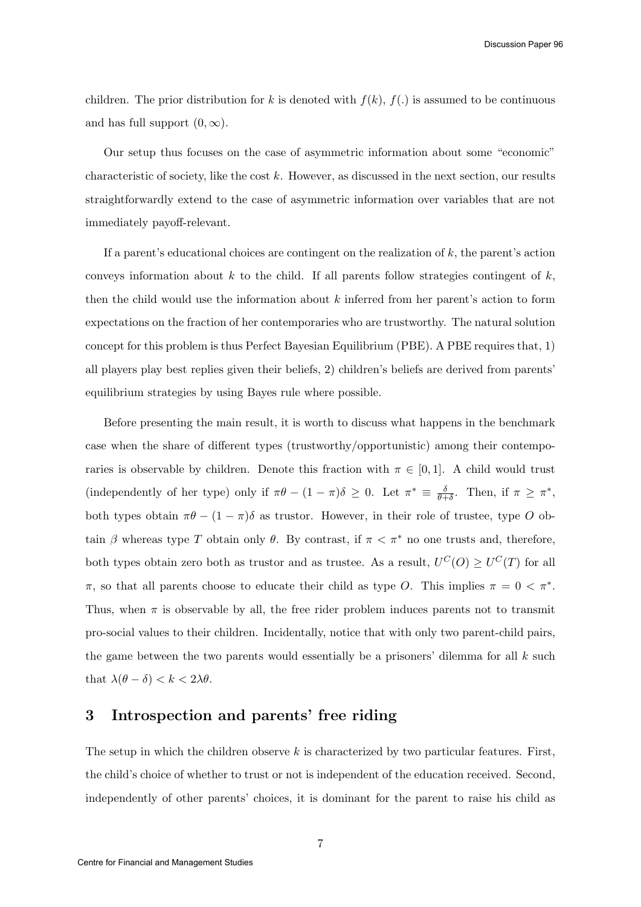children. The prior distribution for $k$ is denoted with $f(k)$, $f(.)$ is assumed to be continuous and has full support $(0, \infty)$.

Our setup thus focuses on the case of asymmetric information about some "economic" characteristic of society, like the cost $k$. However, as discussed in the next section, our results straightforwardly extend to the case of asymmetric information over variables that are not immediately payoff-relevant.

If a parent's educational choices are contingent on the realization of $k$, the parent's action conveys information about $k$ to the child. If all parents follow strategies contingent of $k$, then the child would use the information about $k$ inferred from her parent's action to form expectations on the fraction of her contemporaries who are trustworthy. The natural solution concept for this problem is thus Perfect Bayesian Equilibrium (PBE). A PBE requires that, 1) all players play best replies given their beliefs, 2) children's beliefs are derived from parents' equilibrium strategies by using Bayes rule where possible.

Before presenting the main result, it is worth to discuss what happens in the benchmark case when the share of different types (trustworthy/opportunistic) among their contemporaries is observable by children. Denote this fraction with $\pi \in [0, 1]$. A child would trust (independently of her type) only if $\pi\theta - (1 - \pi)\delta \geq 0$. Let $\pi^* \equiv \frac{\delta}{\theta+\delta}$. Then, if $\pi \geq \pi^*$, both types obtain $\pi\theta - (1 - \pi)\delta$ as trustor. However, in their role of trustee, type $O$ obtain $\beta$ whereas type $T$ obtain only $\theta$. By contrast, if $\pi < \pi^*$ no one trusts and, therefore, both types obtain zero both as trustor and as trustee. As a result, $U^C(O) \geq U^C(T)$ for all $\pi$, so that all parents choose to educate their child as type $O$. This implies $\pi = 0 < \pi^*$. Thus, when $\pi$ is observable by all, the free rider problem induces parents not to transmit pro-social values to their children. Incidentally, notice that with only two parent-child pairs, the game between the two parents would essentially be a prisoners' dilemma for all $k$ such that $\lambda(\theta - \delta) < k < 2\lambda\theta$.

## 3 Introspection and parents' free riding

The setup in which the children observe $k$ is characterized by two particular features. First, the child's choice of whether to trust or not is independent of the education received. Second, independently of other parents' choices, it is dominant for the parent to raise his child as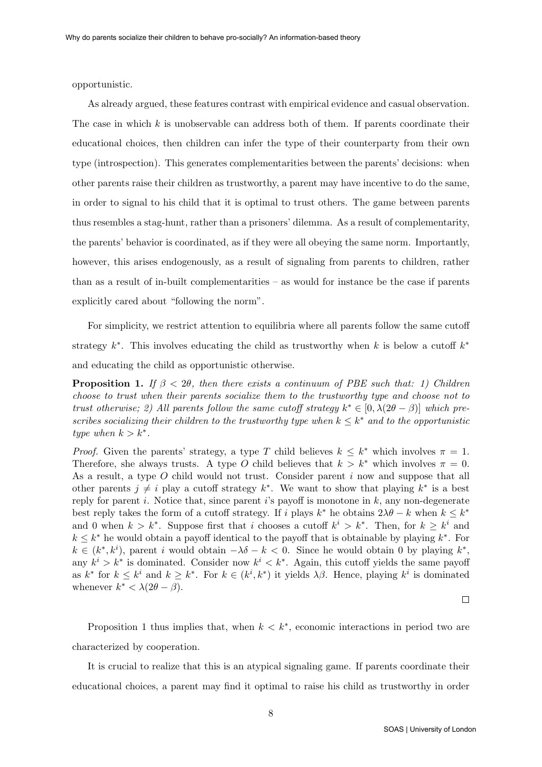opportunistic.

As already argued, these features contrast with empirical evidence and casual observation. The case in which $k$ is unobservable can address both of them. If parents coordinate their educational choices, then children can infer the type of their counterparty from their own type (introspection). This generates complementarities between the parents' decisions: when other parents raise their children as trustworthy, a parent may have incentive to do the same, in order to signal to his child that it is optimal to trust others. The game between parents thus resembles a stag-hunt, rather than a prisoners' dilemma. As a result of complementarity, the parents' behavior is coordinated, as if they were all obeying the same norm. Importantly, however, this arises endogenously, as a result of signaling from parents to children, rather than as a result of in-built complementarities – as would for instance be the case if parents explicitly cared about "following the norm".

For simplicity, we restrict attention to equilibria where all parents follow the same cutoff strategy $k^*$. This involves educating the child as trustworthy when $k$ is below a cutoff $k^*$ and educating the child as opportunistic otherwise.

**Proposition 1.** *If $\beta < 2\theta$, then there exists a continuum of PBE such that: 1) Children choose to trust when their parents socialize them to the trustworthy type and choose not to trust otherwise; 2) All parents follow the same cutoff strategy $k^* \in [0, \lambda(2\theta - \beta)]$ which prescribes socializing their children to the trustworthy type when $k \leq k^*$ and to the opportunistic type when $k > k^*$.*

*Proof.* Given the parents' strategy, a type $T$ child believes $k \leq k^*$ which involves $\pi = 1$. Therefore, she always trusts. A type $O$ child believes that $k > k^*$ which involves $\pi = 0$. As a result, a type $O$ child would not trust. Consider parent $i$ now and suppose that all other parents $j \neq i$ play a cutoff strategy $k^*$. We want to show that playing $k^*$ is a best reply for parent $i$. Notice that, since parent $i$'s payoff is monotone in $k$, any non-degenerate best reply takes the form of a cutoff strategy. If $i$ plays $k^*$ he obtains $2\lambda\theta - k$ when $k \leq k^*$ and 0 when $k > k^*$. Suppose first that $i$ chooses a cutoff $k^i > k^*$. Then, for $k \geq k^i$ and $k \leq k^*$ he would obtain a payoff identical to the payoff that is obtainable by playing $k^*$. For $k \in (k^*, k^i)$, parent $i$ would obtain $-\lambda\delta - k < 0$. Since he would obtain 0 by playing $k^*$, any $k^i > k^*$ is dominated. Consider now $k^i < k^*$. Again, this cutoff yields the same payoff as $k^*$ for $k \leq k^i$ and $k \geq k^*$. For $k \in (k^i, k^*)$ it yields $\lambda\beta$. Hence, playing $k^i$ is dominated whenever $k^* < \lambda(2\theta - \beta)$.

□

Proposition 1 thus implies that, when $k < k^*$, economic interactions in period two are characterized by cooperation.

It is crucial to realize that this is an atypical signaling game. If parents coordinate their educational choices, a parent may find it optimal to raise his child as trustworthy in order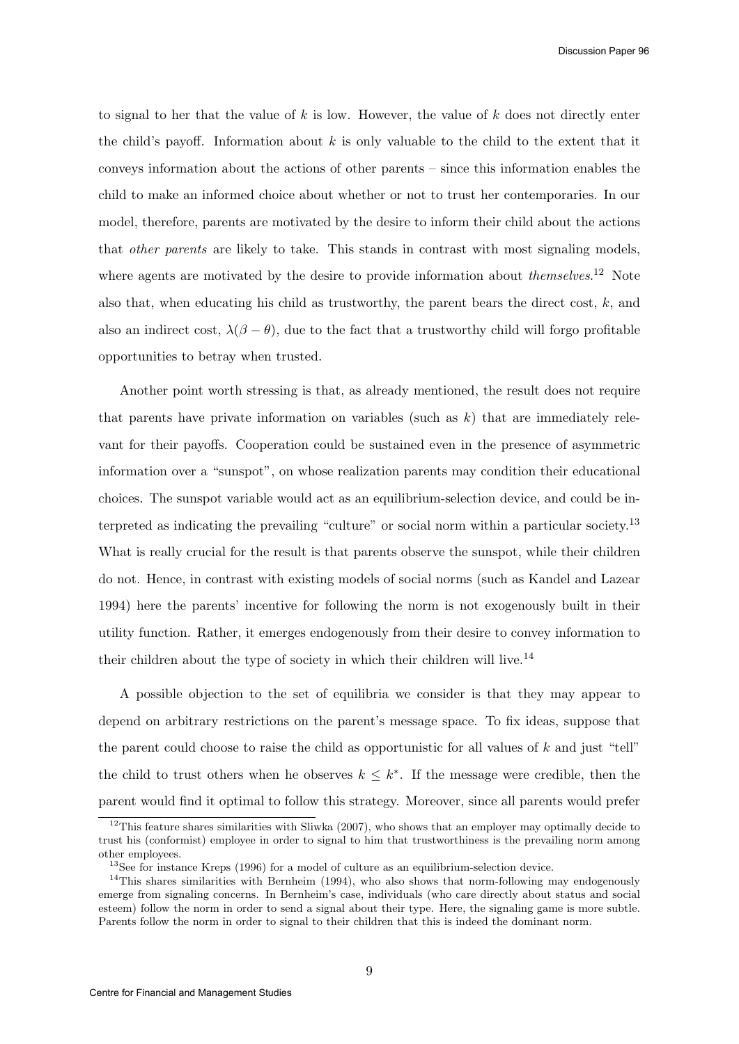to signal to her that the value of $k$ is low. However, the value of $k$ does not directly enter the child's payoff. Information about $k$ is only valuable to the child to the extent that it conveys information about the actions of other parents – since this information enables the child to make an informed choice about whether or not to trust her contemporaries. In our model, therefore, parents are motivated by the desire to inform their child about the actions that *other parents* are likely to take. This stands in contrast with most signaling models, where agents are motivated by the desire to provide information about *themselves*.[12] Note also that, when educating his child as trustworthy, the parent bears the direct cost, $k$, and also an indirect cost, $\lambda(\beta - \theta)$, due to the fact that a trustworthy child will forgo profitable opportunities to betray when trusted.

Another point worth stressing is that, as already mentioned, the result does not require that parents have private information on variables (such as $k$) that are immediately relevant for their payoffs. Cooperation could be sustained even in the presence of asymmetric information over a "sunspot", on whose realization parents may condition their educational choices. The sunspot variable would act as an equilibrium-selection device, and could be interpreted as indicating the prevailing "culture" or social norm within a particular society.[13] What is really crucial for the result is that parents observe the sunspot, while their children do not. Hence, in contrast with existing models of social norms (such as Kandel and Lazear 1994) here the parents' incentive for following the norm is not exogenously built in their utility function. Rather, it emerges endogenously from their desire to convey information to their children about the type of society in which their children will live.[14]

A possible objection to the set of equilibria we consider is that they may appear to depend on arbitrary restrictions on the parent's message space. To fix ideas, suppose that the parent could choose to raise the child as opportunistic for all values of $k$ and just "tell" the child to trust others when he observes $k \leq k^*$. If the message were credible, then the parent would find it optimal to follow this strategy. Moreover, since all parents would prefer

---

[12] This feature shares similarities with Sliwka (2007), who shows that an employer may optimally decide to trust his (conformist) employee in order to signal to him that trustworthiness is the prevailing norm among other employees.

[13] See for instance Kreps (1996) for a model of culture as an equilibrium-selection device.

[14] This shares similarities with Bernheim (1994), who also shows that norm-following may endogenously emerge from signaling concerns. In Bernheim's case, individuals (who care directly about status and social esteem) follow the norm in order to send a signal about their type. Here, the signaling game is more subtle. Parents follow the norm in order to signal to their children that this is indeed the dominant norm.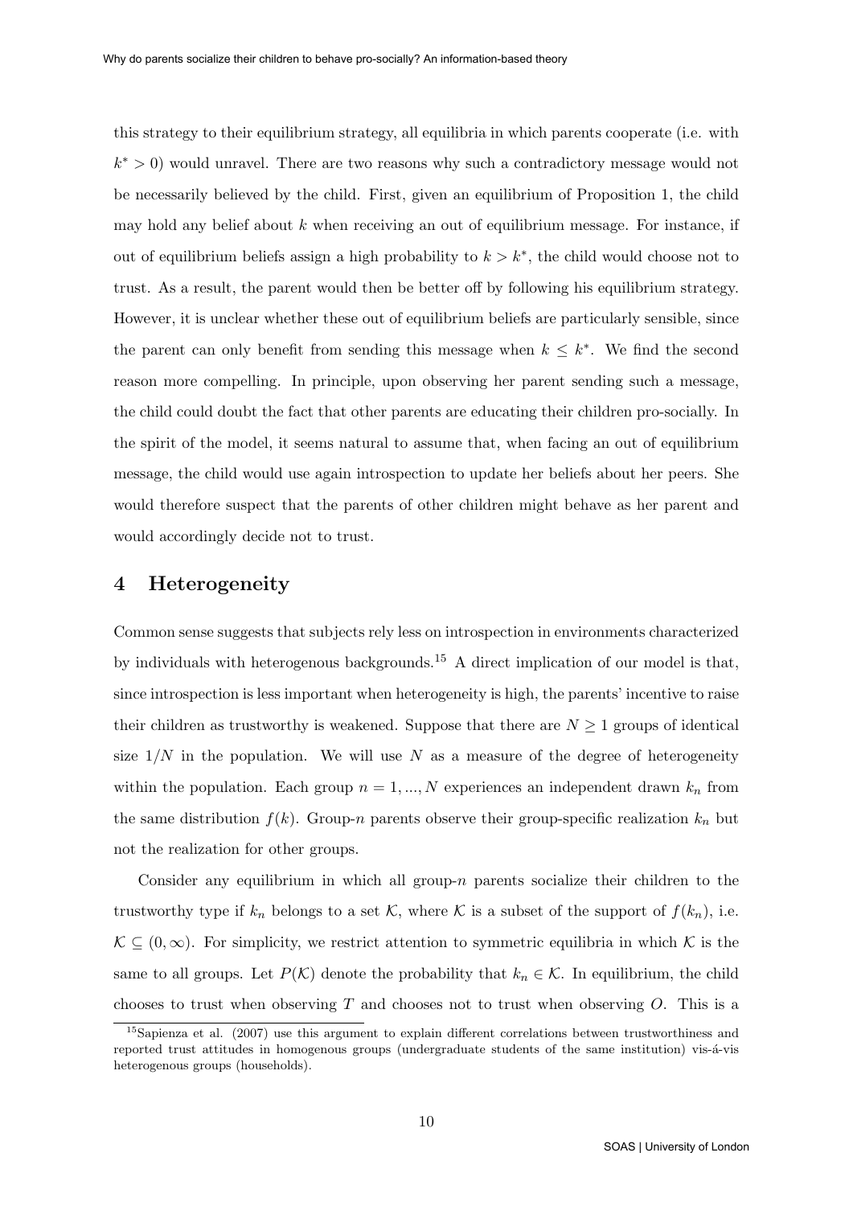this strategy to their equilibrium strategy, all equilibria in which parents cooperate (i.e. with $k^* > 0$) would unravel. There are two reasons why such a contradictory message would not be necessarily believed by the child. First, given an equilibrium of Proposition 1, the child may hold any belief about $k$ when receiving an out of equilibrium message. For instance, if out of equilibrium beliefs assign a high probability to $k > k^*$, the child would choose not to trust. As a result, the parent would then be better off by following his equilibrium strategy. However, it is unclear whether these out of equilibrium beliefs are particularly sensible, since the parent can only benefit from sending this message when $k \leq k^*$. We find the second reason more compelling. In principle, upon observing her parent sending such a message, the child could doubt the fact that other parents are educating their children pro-socially. In the spirit of the model, it seems natural to assume that, when facing an out of equilibrium message, the child would use again introspection to update her beliefs about her peers. She would therefore suspect that the parents of other children might behave as her parent and would accordingly decide not to trust.

## 4 Heterogeneity

Common sense suggests that subjects rely less on introspection in environments characterized by individuals with heterogenous backgrounds.[15] A direct implication of our model is that, since introspection is less important when heterogeneity is high, the parents' incentive to raise their children as trustworthy is weakened. Suppose that there are $N \geq 1$ groups of identical size $1/N$ in the population. We will use $N$ as a measure of the degree of heterogeneity within the population. Each group $n = 1, ..., N$ experiences an independent drawn $k_n$ from the same distribution $f(k)$. Group-$n$ parents observe their group-specific realization $k_n$ but not the realization for other groups.

Consider any equilibrium in which all group-$n$ parents socialize their children to the trustworthy type if $k_n$ belongs to a set $\mathcal{K}$, where $\mathcal{K}$ is a subset of the support of $f(k_n)$, i.e. $\mathcal{K} \subseteq (0, \infty)$. For simplicity, we restrict attention to symmetric equilibria in which $\mathcal{K}$ is the same to all groups. Let $P(\mathcal{K})$ denote the probability that $k_n \in \mathcal{K}$. In equilibrium, the child chooses to trust when observing $T$ and chooses not to trust when observing $O$. This is a

[15] Sapienza et al. (2007) use this argument to explain different correlations between trustworthiness and reported trust attitudes in homogenous groups (undergraduate students of the same institution) vis-á-vis heterogenous groups (households).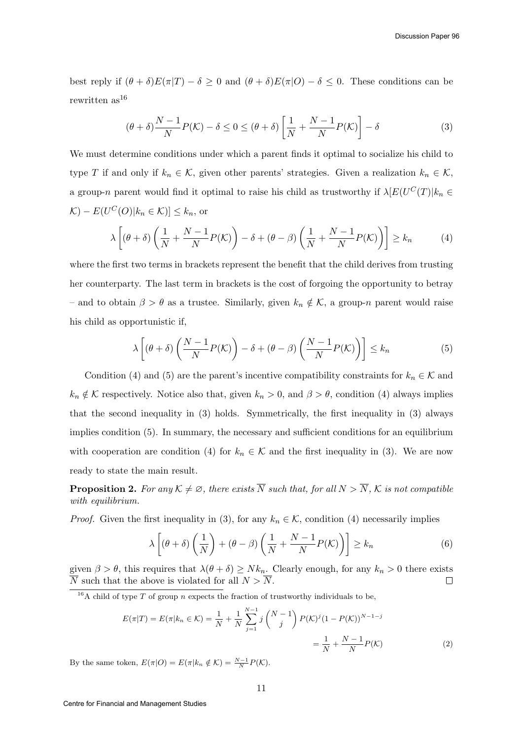best reply if $(\theta+\delta)E(\pi|T)-\delta \geq 0$ and $(\theta+\delta)E(\pi|O)-\delta \leq 0$. These conditions can be rewritten as[16]

$$(\theta+\delta)\frac{N-1}{N}P(\mathcal{K})-\delta \leq 0 \leq (\theta+\delta)\left[\frac{1}{N}+\frac{N-1}{N}P(\mathcal{K})\right]-\delta \tag{3}$$

We must determine conditions under which a parent finds it optimal to socialize his child to type $T$ if and only if $k_n \in \mathcal{K}$, given other parents' strategies. Given a realization $k_n \in \mathcal{K}$, a group-$n$ parent would find it optimal to raise his child as trustworthy if $\lambda[E(U^C(T)|k_n \in \mathcal{K}) - E(U^C(O)|k_n \in \mathcal{K})] \leq k_n$, or

$$\lambda\left[(\theta+\delta)\left(\frac{1}{N}+\frac{N-1}{N}P(\mathcal{K})\right)-\delta+(\theta-\beta)\left(\frac{1}{N}+\frac{N-1}{N}P(\mathcal{K})\right)\right] \geq k_n \tag{4}$$

where the first two terms in brackets represent the benefit that the child derives from trusting her counterparty. The last term in brackets is the cost of forgoing the opportunity to betray – and to obtain $\beta > \theta$ as a trustee. Similarly, given $k_n \notin \mathcal{K}$, a group-$n$ parent would raise his child as opportunistic if,

$$\lambda\left[(\theta+\delta)\left(\frac{N-1}{N}P(\mathcal{K})\right)-\delta+(\theta-\beta)\left(\frac{N-1}{N}P(\mathcal{K})\right)\right] \leq k_n \tag{5}$$

Condition (4) and (5) are the parent's incentive compatibility constraints for $k_n \in \mathcal{K}$ and $k_n \notin \mathcal{K}$ respectively. Notice also that, given $k_n > 0$, and $\beta > \theta$, condition (4) always implies that the second inequality in (3) holds. Symmetrically, the first inequality in (3) always implies condition (5). In summary, the necessary and sufficient conditions for an equilibrium with cooperation are condition (4) for $k_n \in \mathcal{K}$ and the first inequality in (3). We are now ready to state the main result.

**Proposition 2.** *For any $\mathcal{K} \neq \varnothing$, there exists $\overline{N}$ such that, for all $N > \overline{N}$, $\mathcal{K}$ is not compatible with equilibrium.*

*Proof.* Given the first inequality in (3), for any $k_n \in \mathcal{K}$, condition (4) necessarily implies

$$\lambda\left[(\theta+\delta)\left(\frac{1}{N}\right)+(\theta-\beta)\left(\frac{1}{N}+\frac{N-1}{N}P(\mathcal{K})\right)\right] \geq k_n \tag{6}$$

given $\beta > \theta$, this requires that $\lambda(\theta+\delta) \geq N k_n$. Clearly enough, for any $k_n > 0$ there exists $\overline{N}$ such that the above is violated for all $N > \overline{N}$. $\square$

---

[16] A child of type $T$ of group $n$ expects the fraction of trustworthy individuals to be,

$$E(\pi|T) = E(\pi|k_n \in \mathcal{K}) = \frac{1}{N}+\frac{1}{N}\sum_{j=1}^{N-1} j\binom{N-1}{j}P(\mathcal{K})^j(1-P(\mathcal{K}))^{N-1-j}$$
$$= \frac{1}{N}+\frac{N-1}{N}P(\mathcal{K}) \tag{2}$$

By the same token, $E(\pi|O) = E(\pi|k_n \notin \mathcal{K}) = \frac{N-1}{N}P(\mathcal{K})$.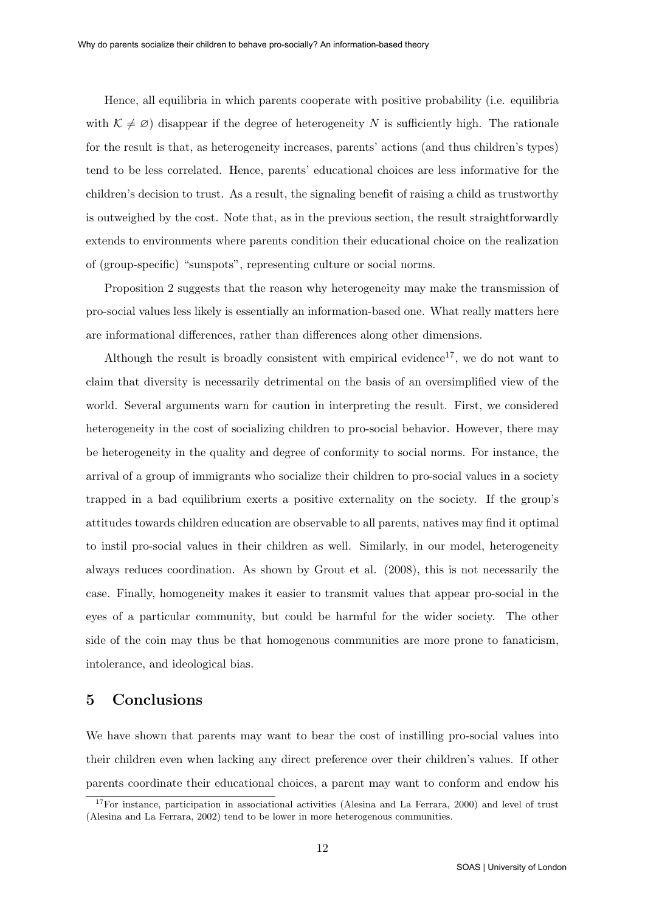Hence, all equilibria in which parents cooperate with positive probability (i.e. equilibria with $\mathcal{K} \neq \varnothing$) disappear if the degree of heterogeneity $N$ is sufficiently high. The rationale for the result is that, as heterogeneity increases, parents' actions (and thus children's types) tend to be less correlated. Hence, parents' educational choices are less informative for the children's decision to trust. As a result, the signaling benefit of raising a child as trustworthy is outweighed by the cost. Note that, as in the previous section, the result straightforwardly extends to environments where parents condition their educational choice on the realization of (group-specific) "sunspots", representing culture or social norms.

Proposition 2 suggests that the reason why heterogeneity may make the transmission of pro-social values less likely is essentially an information-based one. What really matters here are informational differences, rather than differences along other dimensions.

Although the result is broadly consistent with empirical evidence[17], we do not want to claim that diversity is necessarily detrimental on the basis of an oversimplified view of the world. Several arguments warn for caution in interpreting the result. First, we considered heterogeneity in the cost of socializing children to pro-social behavior. However, there may be heterogeneity in the quality and degree of conformity to social norms. For instance, the arrival of a group of immigrants who socialize their children to pro-social values in a society trapped in a bad equilibrium exerts a positive externality on the society. If the group's attitudes towards children education are observable to all parents, natives may find it optimal to instil pro-social values in their children as well. Similarly, in our model, heterogeneity always reduces coordination. As shown by Grout et al. (2008), this is not necessarily the case. Finally, homogeneity makes it easier to transmit values that appear pro-social in the eyes of a particular community, but could be harmful for the wider society. The other side of the coin may thus be that homogenous communities are more prone to fanaticism, intolerance, and ideological bias.

## 5 Conclusions

We have shown that parents may want to bear the cost of instilling pro-social values into their children even when lacking any direct preference over their children's values. If other parents coordinate their educational choices, a parent may want to conform and endow his

[17] For instance, participation in associational activities (Alesina and La Ferrara, 2000) and level of trust (Alesina and La Ferrara, 2002) tend to be lower in more heterogenous communities.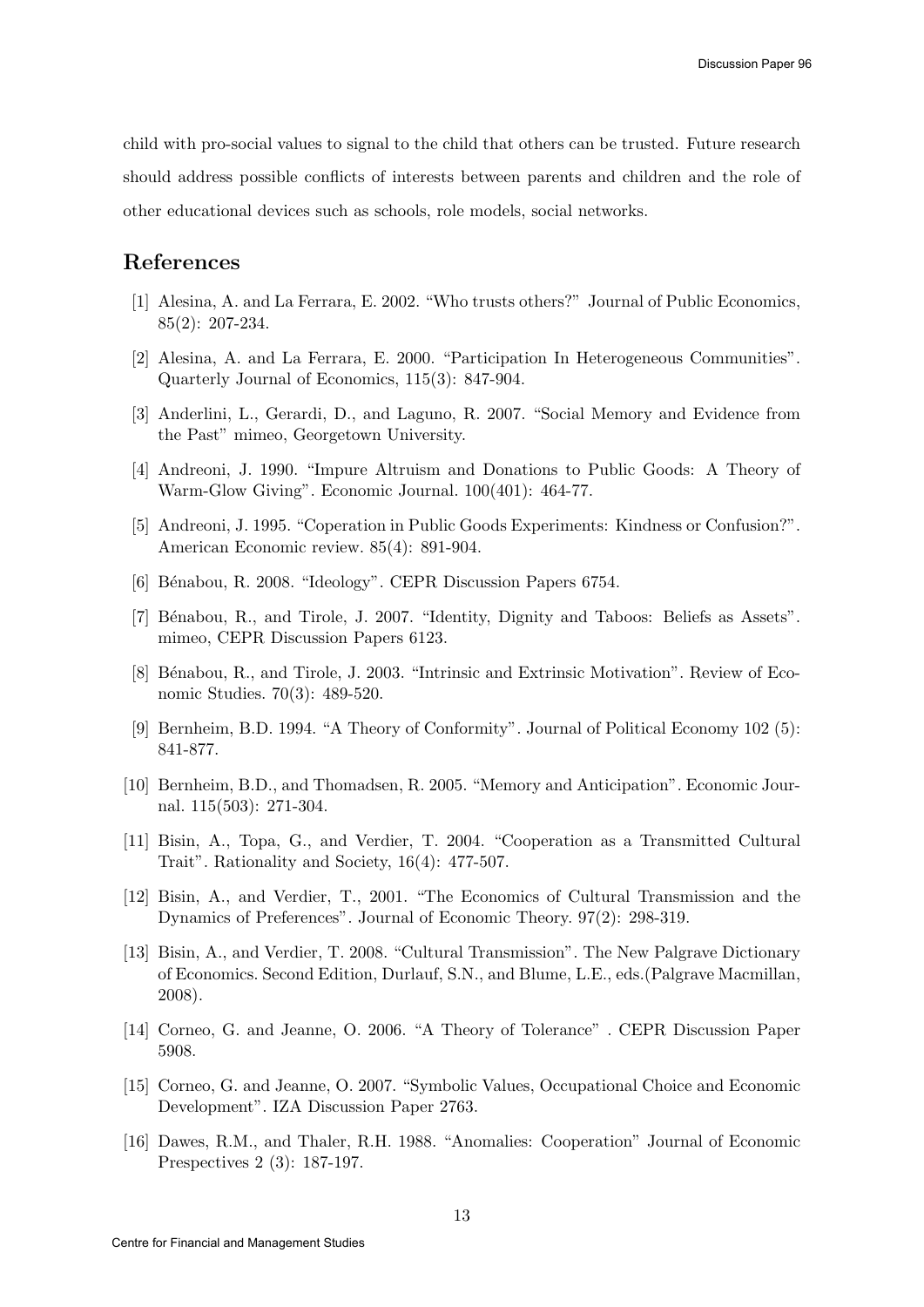child with pro-social values to signal to the child that others can be trusted. Future research should address possible conflicts of interests between parents and children and the role of other educational devices such as schools, role models, social networks.

## References

[1] Alesina, A. and La Ferrara, E. 2002. "Who trusts others?" Journal of Public Economics, 85(2): 207-234.

[2] Alesina, A. and La Ferrara, E. 2000. "Participation In Heterogeneous Communities". Quarterly Journal of Economics, 115(3): 847-904.

[3] Anderlini, L., Gerardi, D., and Laguno, R. 2007. "Social Memory and Evidence from the Past" mimeo, Georgetown University.

[4] Andreoni, J. 1990. "Impure Altruism and Donations to Public Goods: A Theory of Warm-Glow Giving". Economic Journal. 100(401): 464-77.

[5] Andreoni, J. 1995. "Coperation in Public Goods Experiments: Kindness or Confusion?". American Economic review. 85(4): 891-904.

[6] Bénabou, R. 2008. "Ideology". CEPR Discussion Papers 6754.

[7] Bénabou, R., and Tirole, J. 2007. "Identity, Dignity and Taboos: Beliefs as Assets". mimeo, CEPR Discussion Papers 6123.

[8] Bénabou, R., and Tirole, J. 2003. "Intrinsic and Extrinsic Motivation". Review of Economic Studies. 70(3): 489-520.

[9] Bernheim, B.D. 1994. "A Theory of Conformity". Journal of Political Economy 102 (5): 841-877.

[10] Bernheim, B.D., and Thomadsen, R. 2005. "Memory and Anticipation". Economic Journal. 115(503): 271-304.

[11] Bisin, A., Topa, G., and Verdier, T. 2004. "Cooperation as a Transmitted Cultural Trait". Rationality and Society, 16(4): 477-507.

[12] Bisin, A., and Verdier, T., 2001. "The Economics of Cultural Transmission and the Dynamics of Preferences". Journal of Economic Theory. 97(2): 298-319.

[13] Bisin, A., and Verdier, T. 2008. "Cultural Transmission". The New Palgrave Dictionary of Economics. Second Edition, Durlauf, S.N., and Blume, L.E., eds.(Palgrave Macmillan, 2008).

[14] Corneo, G. and Jeanne, O. 2006. "A Theory of Tolerance" . CEPR Discussion Paper 5908.

[15] Corneo, G. and Jeanne, O. 2007. "Symbolic Values, Occupational Choice and Economic Development". IZA Discussion Paper 2763.

[16] Dawes, R.M., and Thaler, R.H. 1988. "Anomalies: Cooperation" Journal of Economic Prespectives 2 (3): 187-197.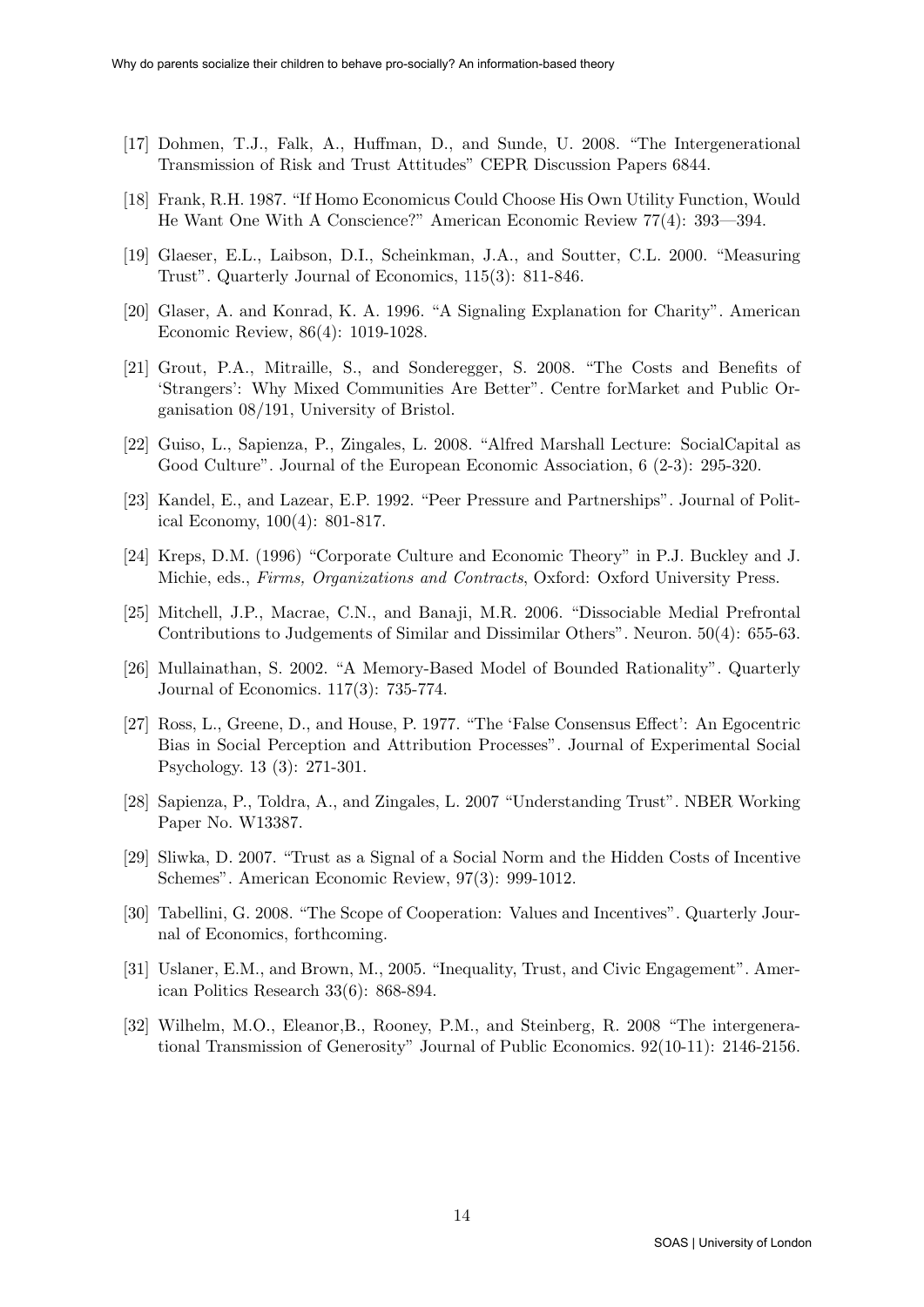[17] Dohmen, T.J., Falk, A., Huffman, D., and Sunde, U. 2008. "The Intergenerational Transmission of Risk and Trust Attitudes" CEPR Discussion Papers 6844.

[18] Frank, R.H. 1987. "If Homo Economicus Could Choose His Own Utility Function, Would He Want One With A Conscience?" American Economic Review 77(4): 393—394.

[19] Glaeser, E.L., Laibson, D.I., Scheinkman, J.A., and Soutter, C.L. 2000. "Measuring Trust". Quarterly Journal of Economics, 115(3): 811-846.

[20] Glaser, A. and Konrad, K. A. 1996. "A Signaling Explanation for Charity". American Economic Review, 86(4): 1019-1028.

[21] Grout, P.A., Mitraille, S., and Sonderegger, S. 2008. "The Costs and Benefits of 'Strangers': Why Mixed Communities Are Better". Centre forMarket and Public Organisation 08/191, University of Bristol.

[22] Guiso, L., Sapienza, P., Zingales, L. 2008. "Alfred Marshall Lecture: SocialCapital as Good Culture". Journal of the European Economic Association, 6 (2-3): 295-320.

[23] Kandel, E., and Lazear, E.P. 1992. "Peer Pressure and Partnerships". Journal of Political Economy, 100(4): 801-817.

[24] Kreps, D.M. (1996) "Corporate Culture and Economic Theory" in P.J. Buckley and J. Michie, eds., *Firms, Organizations and Contracts*, Oxford: Oxford University Press.

[25] Mitchell, J.P., Macrae, C.N., and Banaji, M.R. 2006. "Dissociable Medial Prefrontal Contributions to Judgements of Similar and Dissimilar Others". Neuron. 50(4): 655-63.

[26] Mullainathan, S. 2002. "A Memory-Based Model of Bounded Rationality". Quarterly Journal of Economics. 117(3): 735-774.

[27] Ross, L., Greene, D., and House, P. 1977. "The 'False Consensus Effect': An Egocentric Bias in Social Perception and Attribution Processes". Journal of Experimental Social Psychology. 13 (3): 271-301.

[28] Sapienza, P., Toldra, A., and Zingales, L. 2007 "Understanding Trust". NBER Working Paper No. W13387.

[29] Sliwka, D. 2007. "Trust as a Signal of a Social Norm and the Hidden Costs of Incentive Schemes". American Economic Review, 97(3): 999-1012.

[30] Tabellini, G. 2008. "The Scope of Cooperation: Values and Incentives". Quarterly Journal of Economics, forthcoming.

[31] Uslaner, E.M., and Brown, M., 2005. "Inequality, Trust, and Civic Engagement". American Politics Research 33(6): 868-894.

[32] Wilhelm, M.O., Eleanor,B., Rooney, P.M., and Steinberg, R. 2008 "The intergenerational Transmission of Generosity" Journal of Public Economics. 92(10-11): 2146-2156.